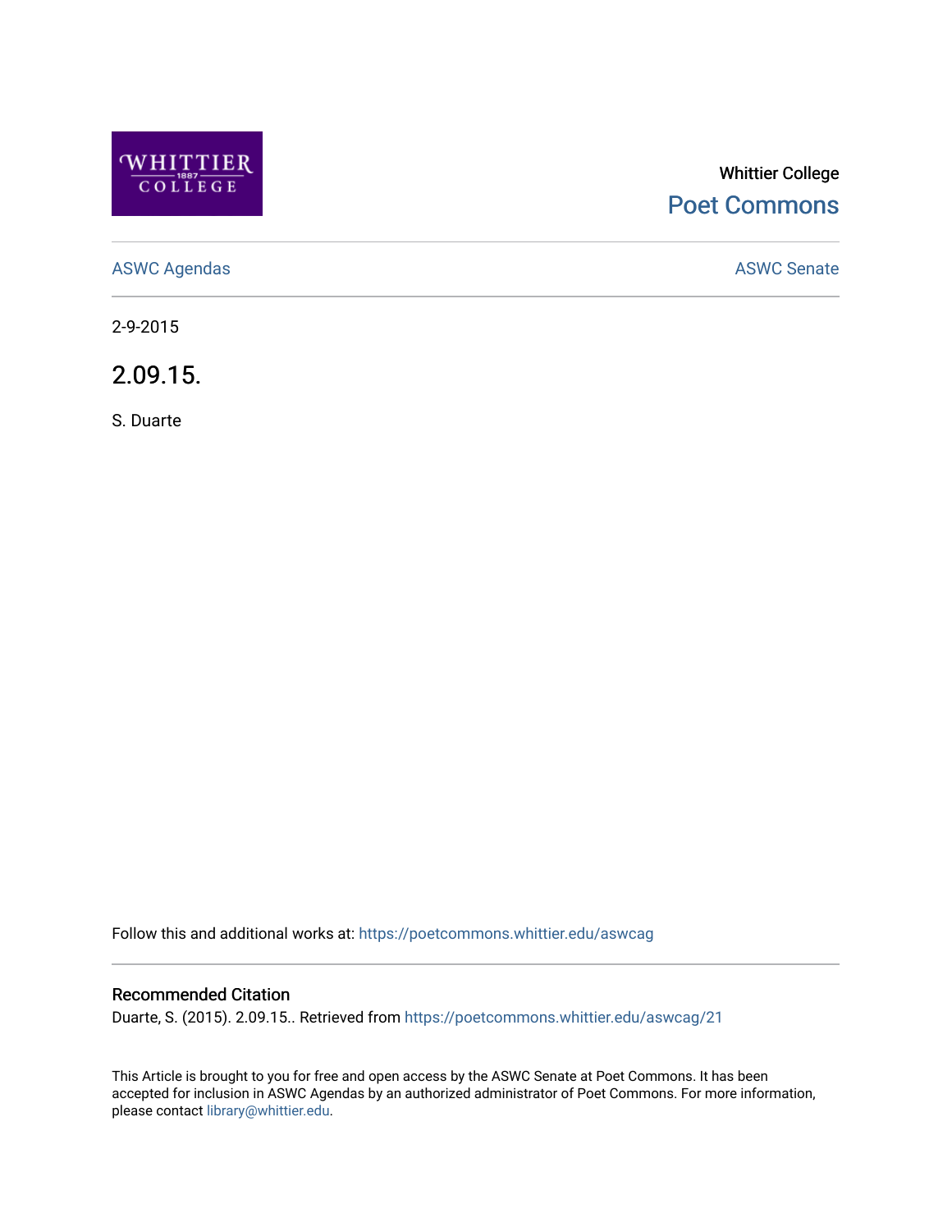Whittier College

Poet Commons

ASWC Agendas

ASWC Senate

2-9-2015

# 2.09.15.

S. Duarte

Follow this and additional works at: https://poetcommons.whittier.edu/aswcag

## Recommended Citation

Duarte, S. (2015). 2.09.15.. Retrieved from https://poetcommons.whittier.edu/aswcag/21

This Article is brought to you for free and open access by the ASWC Senate at Poet Commons. It has been accepted for inclusion in ASWC Agendas by an authorized administrator of Poet Commons. For more information, please contact library@whittier.edu.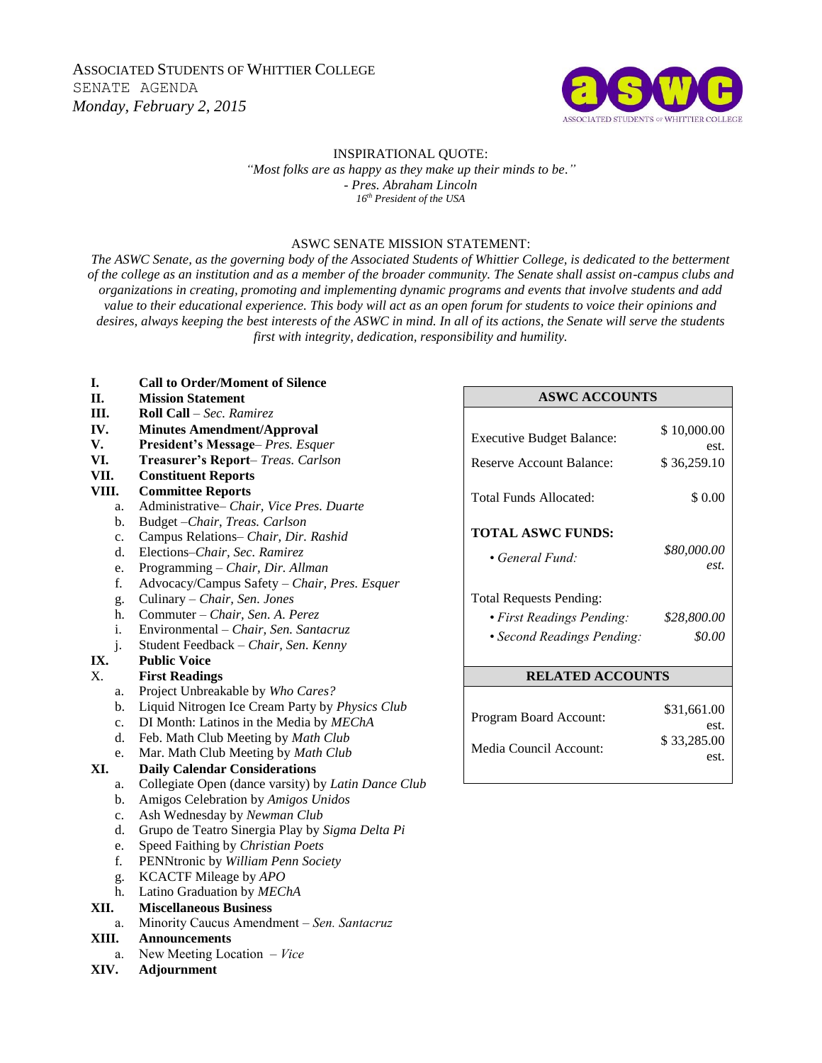ASSOCIATED STUDENTS OF WHITTIER COLLEGE
SENATE AGENDA
*Monday, February 2, 2015*

INSPIRATIONAL QUOTE:
*"Most folks are as happy as they make up their minds to be."*
*- Pres. Abraham Lincoln*
*16th President of the USA*

ASWC SENATE MISSION STATEMENT:
*The ASWC Senate, as the governing body of the Associated Students of Whittier College, is dedicated to the betterment of the college as an institution and as a member of the broader community. The Senate shall assist on-campus clubs and organizations in creating, promoting and implementing dynamic programs and events that involve students and add value to their educational experience. This body will act as an open forum for students to voice their opinions and desires, always keeping the best interests of the ASWC in mind. In all of its actions, the Senate will serve the students first with integrity, dedication, responsibility and humility.*

**I. Call to Order/Moment of Silence**
**II. Mission Statement**
**III. Roll Call** – *Sec. Ramirez*
**IV. Minutes Amendment/Approval**
**V. President's Message**– *Pres. Esquer*
**VI. Treasurer's Report**– *Treas. Carlson*
**VII. Constituent Reports**
**VIII. Committee Reports**
- a. Administrative– *Chair, Vice Pres. Duarte*
- b. Budget –*Chair, Treas. Carlson*
- c. Campus Relations– *Chair, Dir. Rashid*
- d. Elections–*Chair, Sec. Ramirez*
- e. Programming – *Chair, Dir. Allman*
- f. Advocacy/Campus Safety – *Chair, Pres. Esquer*
- g. Culinary – *Chair, Sen. Jones*
- h. Commuter – *Chair, Sen. A. Perez*
- i. Environmental – *Chair, Sen. Santacruz*
- j. Student Feedback – *Chair, Sen. Kenny*

**IX. Public Voice**
**X. First Readings**
- a. Project Unbreakable by *Who Cares?*
- b. Liquid Nitrogen Ice Cream Party by *Physics Club*
- c. DI Month: Latinos in the Media by *MEChA*
- d. Feb. Math Club Meeting by *Math Club*
- e. Mar. Math Club Meeting by *Math Club*

**XI. Daily Calendar Considerations**
- a. Collegiate Open (dance varsity) by *Latin Dance Club*
- b. Amigos Celebration by *Amigos Unidos*
- c. Ash Wednesday by *Newman Club*
- d. Grupo de Teatro Sinergia Play by *Sigma Delta Pi*
- e. Speed Faithing by *Christian Poets*
- f. PENNtronic by *William Penn Society*
- g. KCACTF Mileage by *APO*
- h. Latino Graduation by *MEChA*

**XII. Miscellaneous Business**
- a. Minority Caucus Amendment – *Sen. Santacruz*

**XIII. Announcements**
- a. New Meeting Location – *Vice*

**XIV. Adjournment**

| ASWC ACCOUNTS | |
|---|---|
| Executive Budget Balance: | $ 10,000.00 est. |
| Reserve Account Balance: | $ 36,259.10 |
| Total Funds Allocated: | $ 0.00 |
| **TOTAL ASWC FUNDS:** | |
| *• General Fund:* | *$80,000.00 est.* |
| Total Requests Pending: | |
| *• First Readings Pending:* | *$28,800.00* |
| *• Second Readings Pending:* | *$0.00* |

| RELATED ACCOUNTS | |
|---|---|
| Program Board Account: | $31,661.00 est. |
| Media Council Account: | $ 33,285.00 est. |